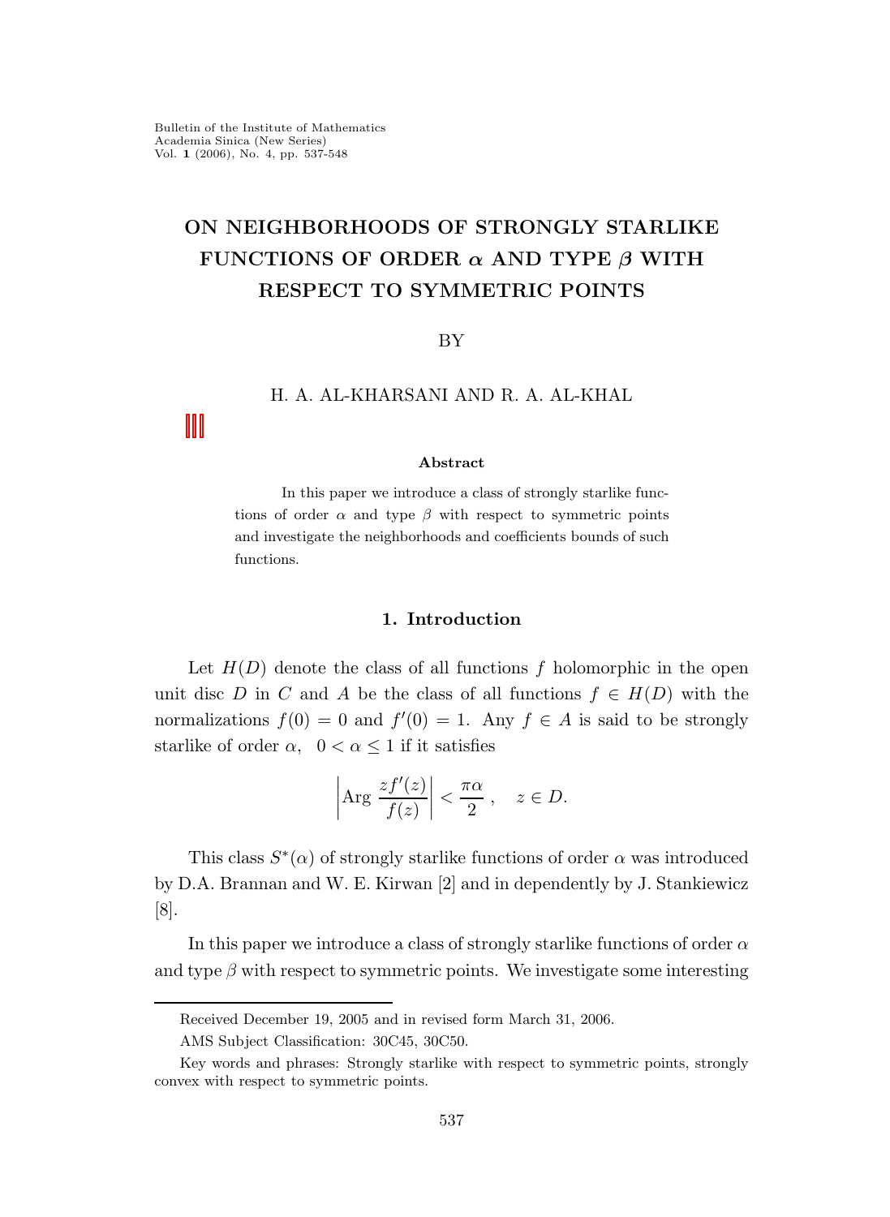# ON NEIGHBORHOODS OF STRONGLY STARLIKE FUNCTIONS OF ORDER $\alpha$ AND TYPE $\beta$ WITH RESPECT TO SYMMETRIC POINTS

BY

H. A. AL-KHARSANI AND R. A. AL-KHAL

### Abstract

In this paper we introduce a class of strongly starlike functions of order $\alpha$ and type $\beta$ with respect to symmetric points and investigate the neighborhoods and coefficients bounds of such functions.

## 1. Introduction

Let $H(D)$ denote the class of all functions $f$ holomorphic in the open unit disc $D$ in $C$ and $A$ be the class of all functions $f \in H(D)$ with the normalizations $f(0) = 0$ and $f'(0) = 1$. Any $f \in A$ is said to be strongly starlike of order $\alpha$, $0 < \alpha \leq 1$ if it satisfies

$$\left| \text{Arg} \, \frac{zf'(z)}{f(z)} \right| < \frac{\pi\alpha}{2}, \quad z \in D.$$

This class $S^*(\alpha)$ of strongly starlike functions of order $\alpha$ was introduced by D.A. Brannan and W. E. Kirwan [2] and in dependently by J. Stankiewicz [8].

In this paper we introduce a class of strongly starlike functions of order $\alpha$ and type $\beta$ with respect to symmetric points. We investigate some interesting

---

Received December 19, 2005 and in revised form March 31, 2006.

AMS Subject Classification: 30C45, 30C50.

Key words and phrases: Strongly starlike with respect to symmetric points, strongly convex with respect to symmetric points.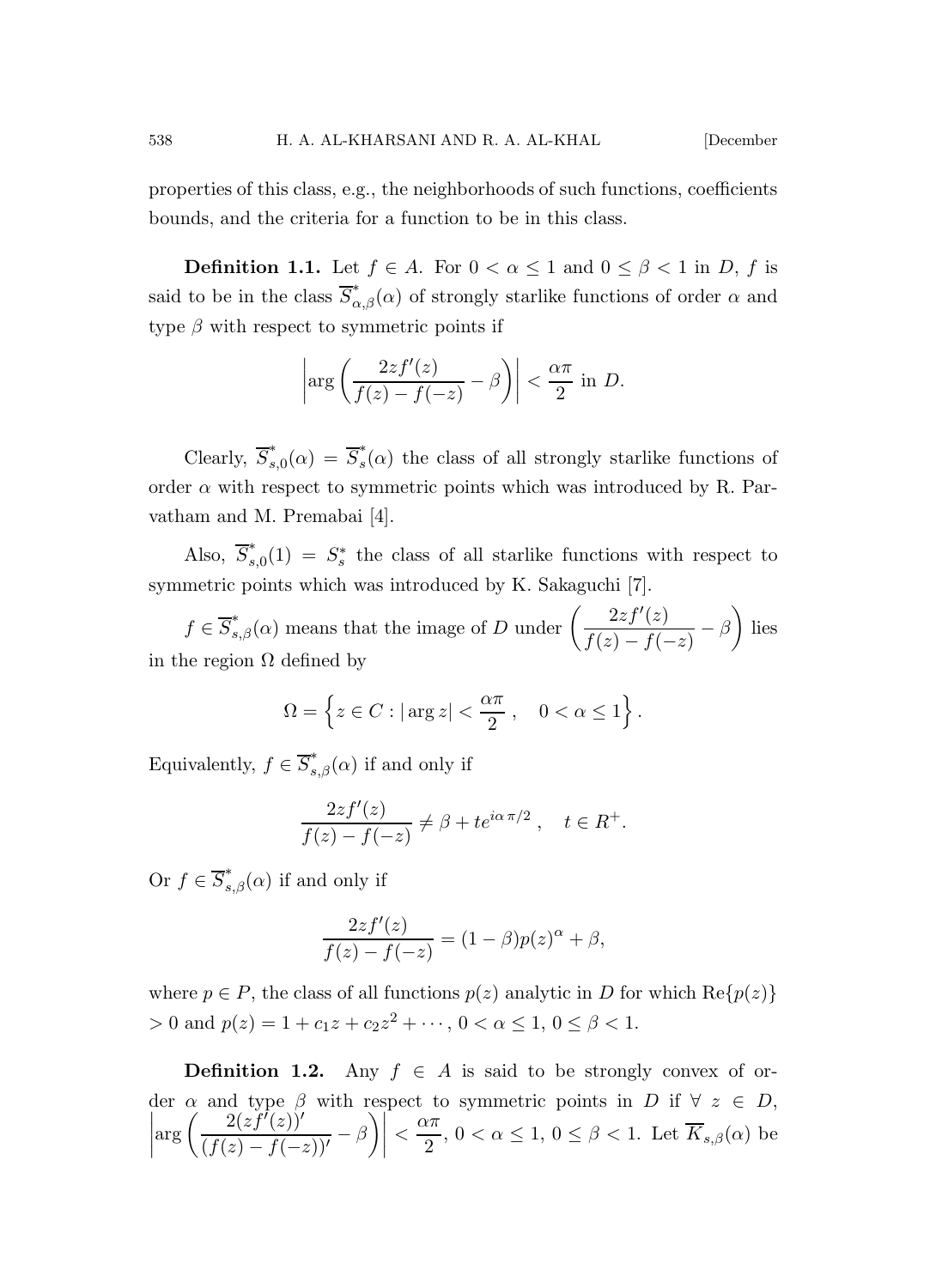properties of this class, e.g., the neighborhoods of such functions, coefficients bounds, and the criteria for a function to be in this class.

**Definition 1.1.** Let $f \in A$. For $0 < \alpha \leq 1$ and $0 \leq \beta < 1$ in $D$, $f$ is said to be in the class $\overline{S}^*_{\alpha,\beta}(\alpha)$ of strongly starlike functions of order $\alpha$ and type $\beta$ with respect to symmetric points if

$$\left|\arg\left(\frac{2zf'(z)}{f(z)-f(-z)} - \beta\right)\right| < \frac{\alpha\pi}{2} \text{ in } D.$$

Clearly, $\overline{S}^*_{s,0}(\alpha) = \overline{S}^*_{s}(\alpha)$ the class of all strongly starlike functions of order $\alpha$ with respect to symmetric points which was introduced by R. Parvatham and M. Premabai [4].

Also, $\overline{S}^*_{s,0}(1) = S^*_s$ the class of all starlike functions with respect to symmetric points which was introduced by K. Sakaguchi [7].

$f \in \overline{S}^*_{s,\beta}(\alpha)$ means that the image of $D$ under $\left(\frac{2zf'(z)}{f(z)-f(-z)} - \beta\right)$ lies in the region $\Omega$ defined by

$$\Omega = \left\{z \in C : |\arg z| < \frac{\alpha\pi}{2}, \quad 0 < \alpha \leq 1\right\}.$$

Equivalently, $f \in \overline{S}^*_{s,\beta}(\alpha)$ if and only if

$$\frac{2zf'(z)}{f(z)-f(-z)} \neq \beta + te^{i\alpha\pi/2}, \quad t \in R^+.$$

Or $f \in \overline{S}^*_{s,\beta}(\alpha)$ if and only if

$$\frac{2zf'(z)}{f(z)-f(-z)} = (1-\beta)p(z)^\alpha + \beta,$$

where $p \in P$, the class of all functions $p(z)$ analytic in $D$ for which $\mathrm{Re}\{p(z)\} > 0$ and $p(z) = 1 + c_1z + c_2z^2 + \cdots$, $0 < \alpha \leq 1$, $0 \leq \beta < 1$.

**Definition 1.2.** Any $f \in A$ is said to be strongly convex of order $\alpha$ and type $\beta$ with respect to symmetric points in $D$ if $\forall\ z \in D$, $\left|\arg\left(\frac{2(zf'(z))'}{(f(z)-f(-z))'} - \beta\right)\right| < \frac{\alpha\pi}{2}$, $0 < \alpha \leq 1$, $0 \leq \beta < 1$. Let $\overline{K}_{s,\beta}(\alpha)$ be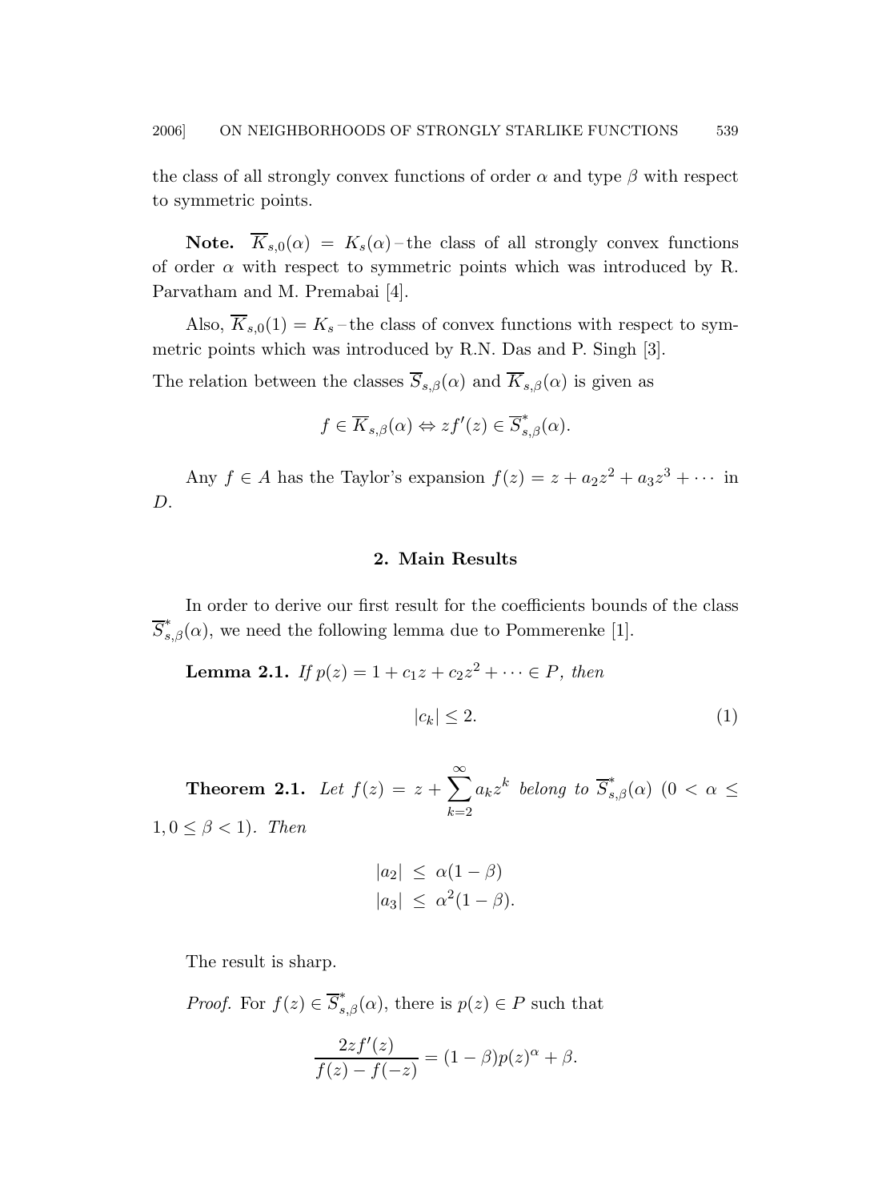the class of all strongly convex functions of order $\alpha$ and type $\beta$ with respect to symmetric points.

**Note.** $\overline{K}_{s,0}(\alpha) = K_s(\alpha)$ – the class of all strongly convex functions of order $\alpha$ with respect to symmetric points which was introduced by R. Parvatham and M. Premabai [4].

Also, $\overline{K}_{s,0}(1) = K_s$ – the class of convex functions with respect to symmetric points which was introduced by R.N. Das and P. Singh [3].

The relation between the classes $\overline{S}_{s,\beta}(\alpha)$ and $\overline{K}_{s,\beta}(\alpha)$ is given as

$$f \in \overline{K}_{s,\beta}(\alpha) \Leftrightarrow zf'(z) \in \overline{S}^*_{s,\beta}(\alpha).$$

Any $f \in A$ has the Taylor's expansion $f(z) = z + a_2z^2 + a_3z^3 + \cdots$ in $D$.

## 2. Main Results

In order to derive our first result for the coefficients bounds of the class $\overline{S}^*_{s,\beta}(\alpha)$, we need the following lemma due to Pommerenke [1].

**Lemma 2.1.** *If $p(z) = 1 + c_1z + c_2z^2 + \cdots \in P$, then*

$$|c_k| \leq 2. \tag{1}$$

**Theorem 2.1.** *Let $f(z) = z + \sum_{k=2}^{\infty} a_k z^k$ belong to $\overline{S}^*_{s,\beta}(\alpha)$ $(0 < \alpha \leq 1, 0 \leq \beta < 1)$. Then*

$$\begin{aligned} |a_2| &\leq \alpha(1-\beta) \\ |a_3| &\leq \alpha^2(1-\beta). \end{aligned}$$

The result is sharp.

*Proof.* For $f(z) \in \overline{S}^*_{s,\beta}(\alpha)$, there is $p(z) \in P$ such that

$$\frac{2zf'(z)}{f(z) - f(-z)} = (1-\beta)p(z)^\alpha + \beta.$$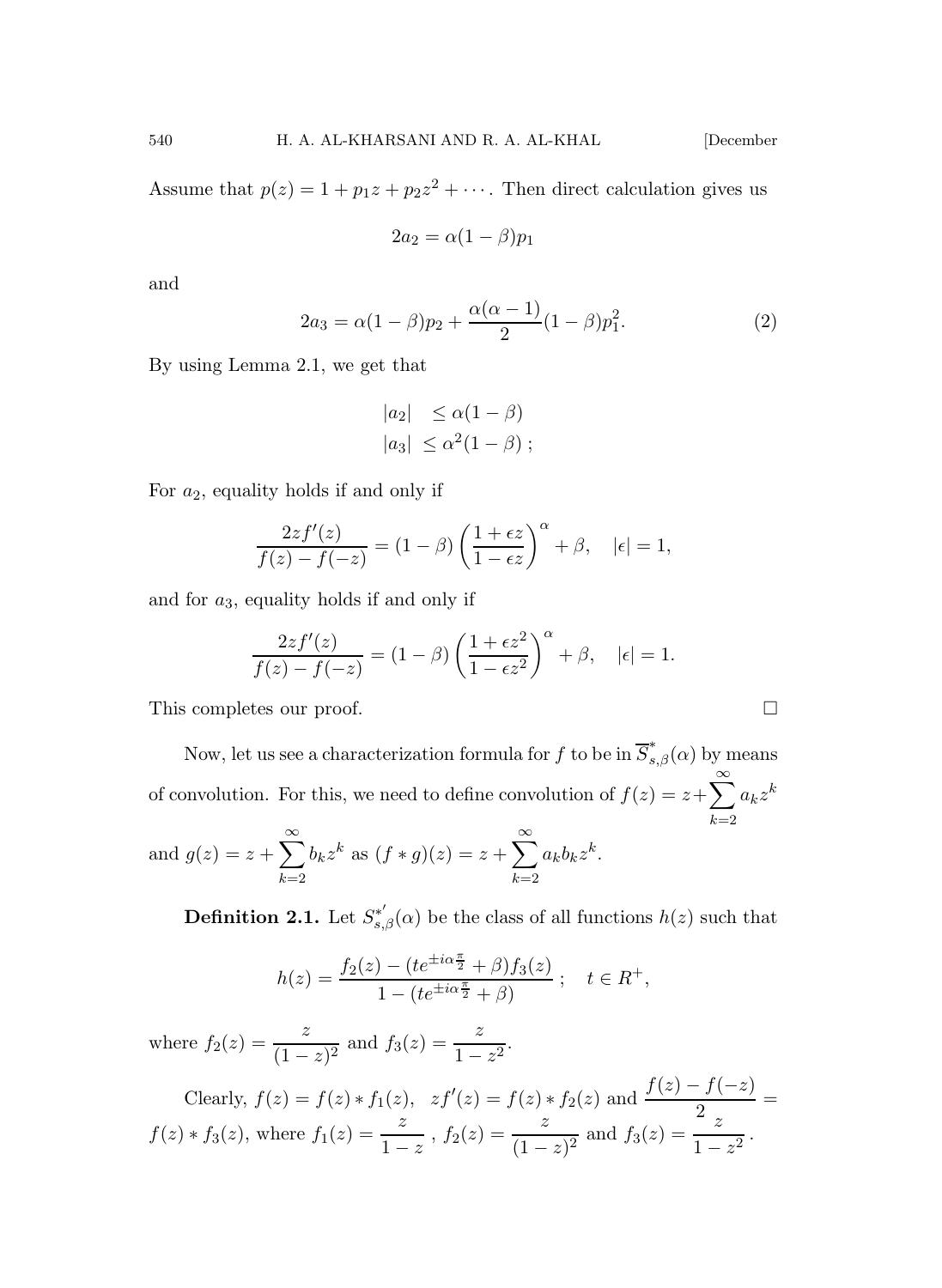Assume that $p(z) = 1 + p_1 z + p_2 z^2 + \cdots$. Then direct calculation gives us

$$2a_2 = \alpha(1-\beta)p_1$$

and

$$2a_3 = \alpha(1-\beta)p_2 + \frac{\alpha(\alpha-1)}{2}(1-\beta)p_1^2. \tag{2}$$

By using Lemma 2.1, we get that

$$\begin{aligned} |a_2| &\le \alpha(1-\beta) \\ |a_3| &\le \alpha^2(1-\beta)\,; \end{aligned}$$

For $a_2$, equality holds if and only if

$$\frac{2zf'(z)}{f(z)-f(-z)} = (1-\beta)\left(\frac{1+\epsilon z}{1-\epsilon z}\right)^{\alpha} + \beta, \quad |\epsilon| = 1,$$

and for $a_3$, equality holds if and only if

$$\frac{2zf'(z)}{f(z)-f(-z)} = (1-\beta)\left(\frac{1+\epsilon z^2}{1-\epsilon z^2}\right)^{\alpha} + \beta, \quad |\epsilon| = 1.$$

This completes our proof. □

Now, let us see a characterization formula for $f$ to be in $\overline{S}^*_{s,\beta}(\alpha)$ by means of convolution. For this, we need to define convolution of $f(z) = z + \sum_{k=2}^{\infty} a_k z^k$ and $g(z) = z + \sum_{k=2}^{\infty} b_k z^k$ as $(f * g)(z) = z + \sum_{k=2}^{\infty} a_k b_k z^k$.

**Definition 2.1.** Let $S^{*'}_{s,\beta}(\alpha)$ be the class of all functions $h(z)$ such that

$$h(z) = \frac{f_2(z) - (te^{\pm i\alpha\frac{\pi}{2}} + \beta)f_3(z)}{1 - (te^{\pm i\alpha\frac{\pi}{2}} + \beta)}\,; \quad t \in R^+,$$

where $f_2(z) = \dfrac{z}{(1-z)^2}$ and $f_3(z) = \dfrac{z}{1-z^2}$.

Clearly, $f(z) = f(z) * f_1(z)$, $zf'(z) = f(z) * f_2(z)$ and $\dfrac{f(z)-f(-z)}{2} = f(z) * f_3(z)$, where $f_1(z) = \dfrac{z}{1-z}$, $f_2(z) = \dfrac{z}{(1-z)^2}$ and $f_3(z) = \dfrac{z}{1-z^2}$.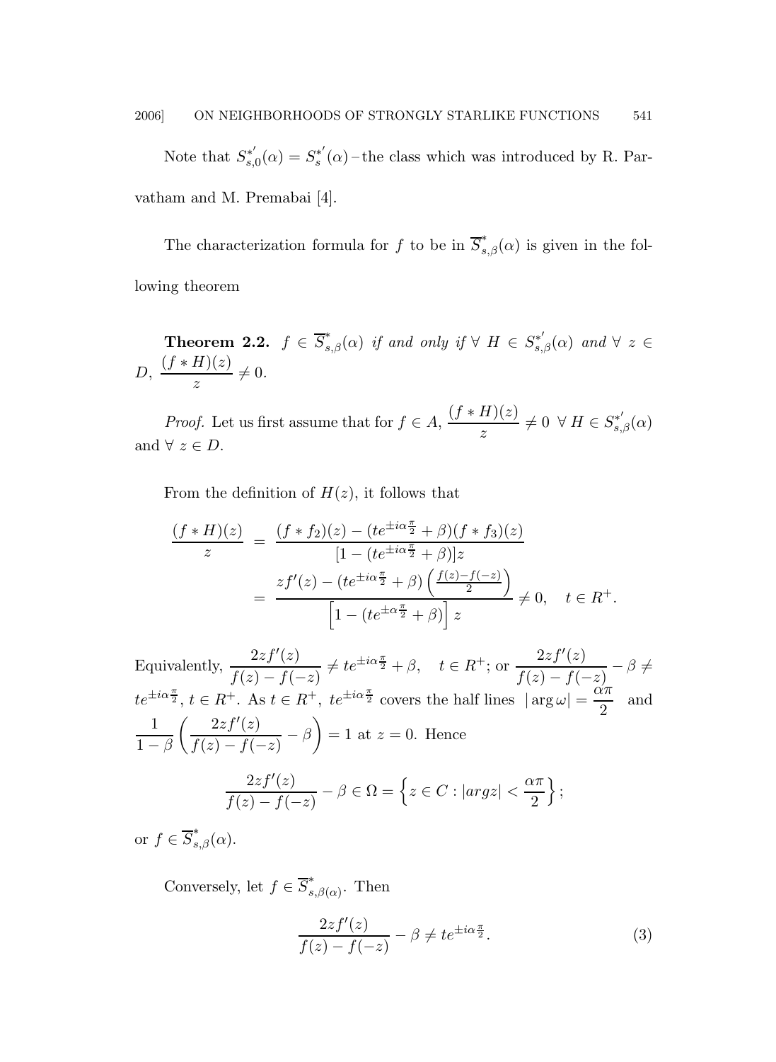Note that $S^{*'}_{s,0}(\alpha) = S^{*'}_{s}(\alpha)$ – the class which was introduced by R. Parvatham and M. Premabai [4].

The characterization formula for $f$ to be in $\overline{S}^{*}_{s,\beta}(\alpha)$ is given in the following theorem

**Theorem 2.2.** *$f \in \overline{S}^{*}_{s,\beta}(\alpha)$ if and only if $\forall\ H \in S^{*'}_{s,\beta}(\alpha)$ and $\forall\ z \in D$, $\dfrac{(f*H)(z)}{z} \neq 0$.*

*Proof.* Let us first assume that for $f \in A$, $\dfrac{(f*H)(z)}{z} \neq 0\ \forall\ H \in S^{*'}_{s,\beta}(\alpha)$ and $\forall\ z \in D$.

From the definition of $H(z)$, it follows that

$$\begin{aligned}
\frac{(f*H)(z)}{z} &= \frac{(f*f_2)(z) - (te^{\pm i\alpha\frac{\pi}{2}} + \beta)(f*f_3)(z)}{[1-(te^{\pm i\alpha\frac{\pi}{2}} + \beta)]z} \\
&= \frac{zf'(z) - (te^{\pm i\alpha\frac{\pi}{2}} + \beta)\left(\frac{f(z)-f(-z)}{2}\right)}{\left[1-(te^{\pm\alpha\frac{\pi}{2}} + \beta)\right]z} \neq 0, \quad t \in R^{+}.
\end{aligned}$$

Equivalently, $\dfrac{2zf'(z)}{f(z)-f(-z)} \neq te^{\pm i\alpha\frac{\pi}{2}} + \beta, \quad t \in R^{+}$; or $\dfrac{2zf'(z)}{f(z)-f(-z)} - \beta \neq te^{\pm i\alpha\frac{\pi}{2}}$, $t \in R^{+}$. As $t \in R^{+}$, $te^{\pm i\alpha\frac{\pi}{2}}$ covers the half lines $|\arg\omega| = \dfrac{\alpha\pi}{2}$ and $\dfrac{1}{1-\beta}\left(\dfrac{2zf'(z)}{f(z)-f(-z)} - \beta\right) = 1$ at $z = 0$. Hence

$$\frac{2zf'(z)}{f(z)-f(-z)} - \beta \in \Omega = \left\{z \in C : |arg z| < \frac{\alpha\pi}{2}\right\};$$

or $f \in \overline{S}^{*}_{s,\beta}(\alpha)$.

Conversely, let $f \in \overline{S}^{*}_{s,\beta(\alpha)}$. Then

$$\frac{2zf'(z)}{f(z)-f(-z)} - \beta \neq te^{\pm i\alpha\frac{\pi}{2}}. \tag{3}$$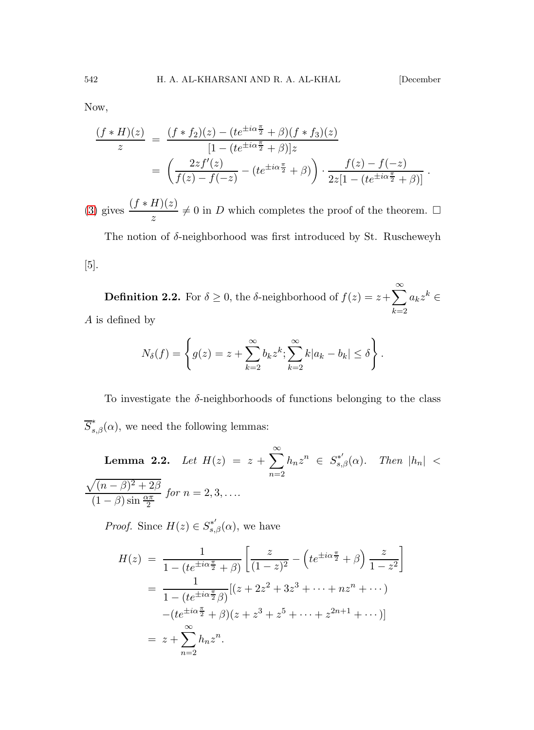Now,

$$
\begin{aligned}
\frac{(f*H)(z)}{z} &= \frac{(f*f_2)(z)-(te^{\pm i\alpha\frac{\pi}{2}}+\beta)(f*f_3)(z)}{[1-(te^{\pm i\alpha\frac{\pi}{2}}+\beta)]z} \\
&= \left(\frac{2zf'(z)}{f(z)-f(-z)}-(te^{\pm i\alpha\frac{\pi}{2}}+\beta)\right)\cdot\frac{f(z)-f(-z)}{2z[1-(te^{\pm i\alpha\frac{\pi}{2}}+\beta)]}\,.
\end{aligned}
$$

(3) gives $\dfrac{(f*H)(z)}{z} \neq 0$ in $D$ which completes the proof of the theorem. □

The notion of $\delta$-neighborhood was first introduced by St. Ruscheweyh [5].

**Definition 2.2.** For $\delta \geq 0$, the $\delta$-neighborhood of $f(z) = z+\sum_{k=2}^{\infty} a_k z^k \in A$ is defined by

$$
N_\delta(f) = \left\{ g(z) = z + \sum_{k=2}^{\infty} b_k z^k ; \sum_{k=2}^{\infty} k|a_k - b_k| \leq \delta \right\}.
$$

To investigate the $\delta$-neighborhoods of functions belonging to the class $\overline{S}^{*}_{s,\beta}(\alpha)$, we need the following lemmas:

**Lemma 2.2.** *Let $H(z) = z + \sum_{n=2}^{\infty} h_n z^n \in S^{*'}_{s,\beta}(\alpha)$. Then $|h_n| < \dfrac{\sqrt{(n-\beta)^2+2\beta}}{(1-\beta)\sin\frac{\alpha\pi}{2}}$ for $n = 2, 3, \ldots$.*

*Proof.* Since $H(z) \in S^{*'}_{s,\beta}(\alpha)$, we have

$$
\begin{aligned}
H(z) &= \frac{1}{1-(te^{\pm i\alpha\frac{\pi}{2}}+\beta)}\left[\frac{z}{(1-z)^2} - \left(te^{\pm i\alpha\frac{\pi}{2}}+\beta\right)\frac{z}{1-z^2}\right] \\
&= \frac{1}{1-(te^{\pm i\alpha\frac{\pi}{2}}\beta)}[(z+2z^2+3z^3+\cdots+nz^n+\cdots) \\
&\quad -(te^{\pm i\alpha\frac{\pi}{2}}+\beta)(z+z^3+z^5+\cdots+z^{2n+1}+\cdots)] \\
&= z + \sum_{n=2}^{\infty} h_n z^n.
\end{aligned}
$$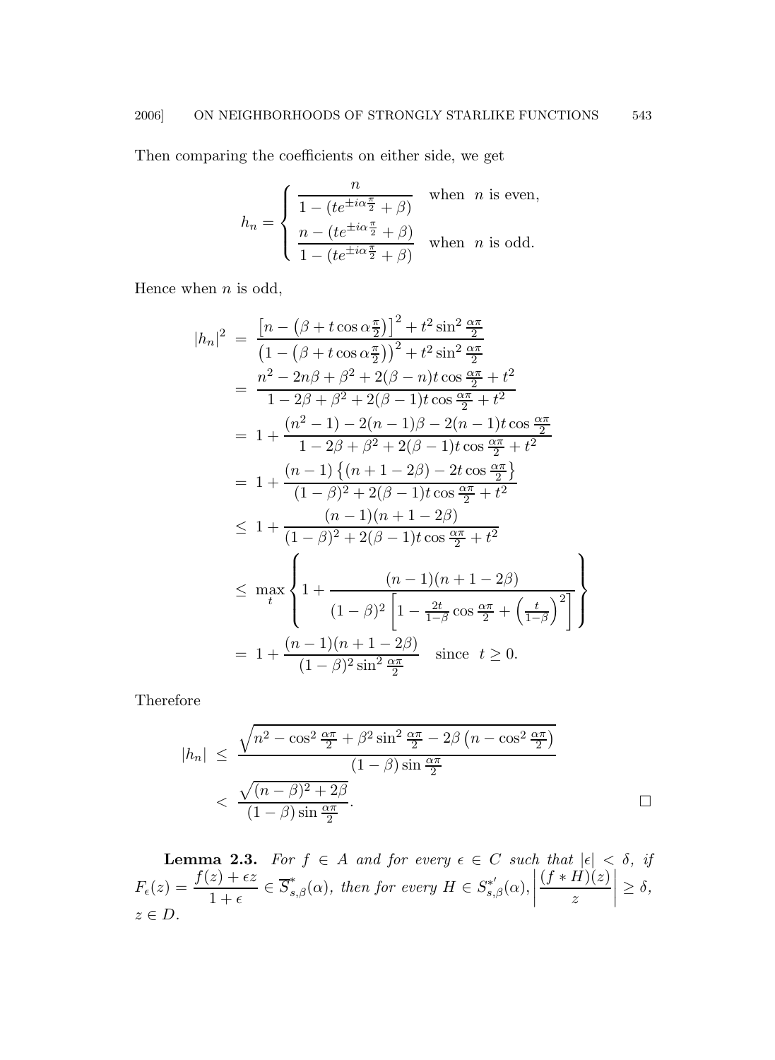Then comparing the coefficients on either side, we get

$$
h_n = \begin{cases} \dfrac{n}{1-(te^{\pm i\alpha\frac{\pi}{2}}+\beta)} & \text{when } n \text{ is even,} \\[2ex] \dfrac{n-(te^{\pm i\alpha\frac{\pi}{2}}+\beta)}{1-(te^{\pm i\alpha\frac{\pi}{2}}+\beta)} & \text{when } n \text{ is odd.} \end{cases}
$$

Hence when $n$ is odd,

$$
\begin{aligned}
|h_n|^2 &= \frac{\left[n-\left(\beta+t\cos\alpha\frac{\pi}{2}\right)\right]^2+t^2\sin^2\frac{\alpha\pi}{2}}{\left(1-\left(\beta+t\cos\alpha\frac{\pi}{2}\right)\right)^2+t^2\sin^2\frac{\alpha\pi}{2}} \\
&= \frac{n^2-2n\beta+\beta^2+2(\beta-n)t\cos\frac{\alpha\pi}{2}+t^2}{1-2\beta+\beta^2+2(\beta-1)t\cos\frac{\alpha\pi}{2}+t^2} \\
&= 1+\frac{(n^2-1)-2(n-1)\beta-2(n-1)t\cos\frac{\alpha\pi}{2}}{1-2\beta+\beta^2+2(\beta-1)t\cos\frac{\alpha\pi}{2}+t^2} \\
&= 1+\frac{(n-1)\left\{(n+1-2\beta)-2t\cos\frac{\alpha\pi}{2}\right\}}{(1-\beta)^2+2(\beta-1)t\cos\frac{\alpha\pi}{2}+t^2} \\
&\le 1+\frac{(n-1)(n+1-2\beta)}{(1-\beta)^2+2(\beta-1)t\cos\frac{\alpha\pi}{2}+t^2} \\
&\le \max_t\left\{1+\frac{(n-1)(n+1-2\beta)}{(1-\beta)^2\left[1-\frac{2t}{1-\beta}\cos\frac{\alpha\pi}{2}+\left(\frac{t}{1-\beta}\right)^2\right]}\right\} \\
&= 1+\frac{(n-1)(n+1-2\beta)}{(1-\beta)^2\sin^2\frac{\alpha\pi}{2}} \quad \text{since } \ t\ge 0.
\end{aligned}
$$

Therefore

$$
\begin{aligned}
|h_n| &\le \frac{\sqrt{n^2-\cos^2\frac{\alpha\pi}{2}+\beta^2\sin^2\frac{\alpha\pi}{2}-2\beta\left(n-\cos^2\frac{\alpha\pi}{2}\right)}}{(1-\beta)\sin\frac{\alpha\pi}{2}} \\
&< \frac{\sqrt{(n-\beta)^2+2\beta}}{(1-\beta)\sin\frac{\alpha\pi}{2}}.
\end{aligned}
$$

□

**Lemma 2.3.** *For $f\in A$ and for every $\epsilon\in C$ such that $|\epsilon|<\delta$, if $F_\epsilon(z)=\dfrac{f(z)+\epsilon z}{1+\epsilon}\in\overline{S}^*_{s,\beta}(\alpha)$, then for every $H\in S^{*'}_{s,\beta}(\alpha)$, $\left|\dfrac{(f*H)(z)}{z}\right|\ge\delta$, $z\in D$.*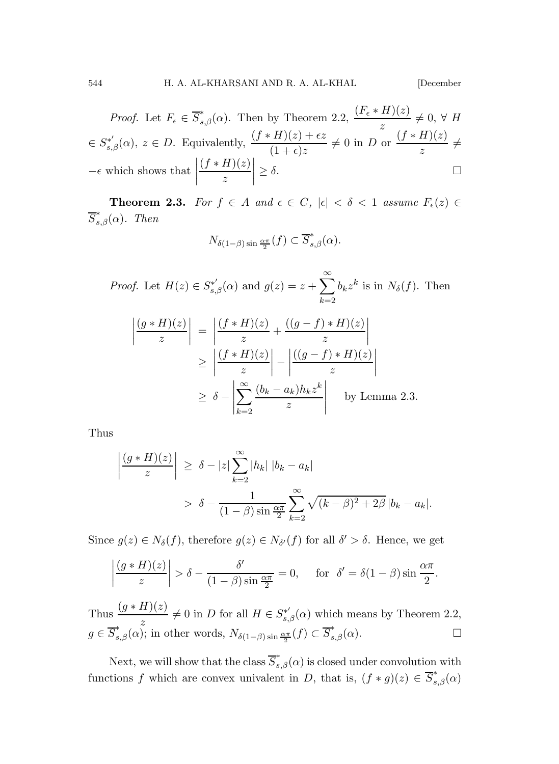*Proof.* Let $F_\epsilon \in \overline{S}^*_{s,\beta}(\alpha)$. Then by Theorem 2.2, $\dfrac{(F_\epsilon * H)(z)}{z} \neq 0$, $\forall$ $H \in S^{*'}_{s,\beta}(\alpha)$, $z \in D$. Equivalently, $\dfrac{(f*H)(z)+\epsilon z}{(1+\epsilon)z} \neq 0$ in $D$ or $\dfrac{(f*H)(z)}{z} \neq -\epsilon$ which shows that $\left|\dfrac{(f*H)(z)}{z}\right| \geq \delta$. $\square$

**Theorem 2.3.** *For $f \in A$ and $\epsilon \in C$, $|\epsilon| < \delta < 1$ assume $F_\epsilon(z) \in \overline{S}^*_{s,\beta}(\alpha)$. Then*

$$N_{\delta(1-\beta)\sin\frac{\alpha\pi}{2}}(f) \subset \overline{S}^*_{s,\beta}(\alpha).$$

*Proof.* Let $H(z) \in S^{*'}_{s,\beta}(\alpha)$ and $g(z) = z + \sum_{k=2}^{\infty} b_k z^k$ is in $N_\delta(f)$. Then

$$\begin{aligned}
\left|\frac{(g*H)(z)}{z}\right| &= \left|\frac{(f*H)(z)}{z} + \frac{((g-f)*H)(z)}{z}\right| \\
&\geq \left|\frac{(f*H)(z)}{z}\right| - \left|\frac{((g-f)*H)(z)}{z}\right| \\
&\geq \delta - \left|\sum_{k=2}^{\infty}\frac{(b_k-a_k)h_k z^k}{z}\right| \quad \text{ by Lemma 2.3.}
\end{aligned}$$

Thus

$$\begin{aligned}
\left|\frac{(g*H)(z)}{z}\right| &\geq \delta - |z|\sum_{k=2}^{\infty}|h_k|\,|b_k-a_k| \\
&> \delta - \frac{1}{(1-\beta)\sin\frac{\alpha\pi}{2}}\sum_{k=2}^{\infty}\sqrt{(k-\beta)^2+2\beta}\,|b_k-a_k|.
\end{aligned}$$

Since $g(z) \in N_\delta(f)$, therefore $g(z) \in N_{\delta'}(f)$ for all $\delta' > \delta$. Hence, we get

$$\left|\frac{(g*H)(z)}{z}\right| > \delta - \frac{\delta'}{(1-\beta)\sin\frac{\alpha\pi}{2}} = 0, \quad \text{ for } \delta' = \delta(1-\beta)\sin\frac{\alpha\pi}{2}.$$

Thus $\dfrac{(g*H)(z)}{z} \neq 0$ in $D$ for all $H \in S^{*'}_{s,\beta}(\alpha)$ which means by Theorem 2.2, $g \in \overline{S}^*_{s,\beta}(\alpha)$; in other words, $N_{\delta(1-\beta)\sin\frac{\alpha\pi}{2}}(f) \subset \overline{S}^*_{s,\beta}(\alpha)$. $\square$

Next, we will show that the class $\overline{S}^*_{s,\beta}(\alpha)$ is closed under convolution with functions $f$ which are convex univalent in $D$, that is, $(f*g)(z) \in \overline{S}^*_{s,\beta}(\alpha)$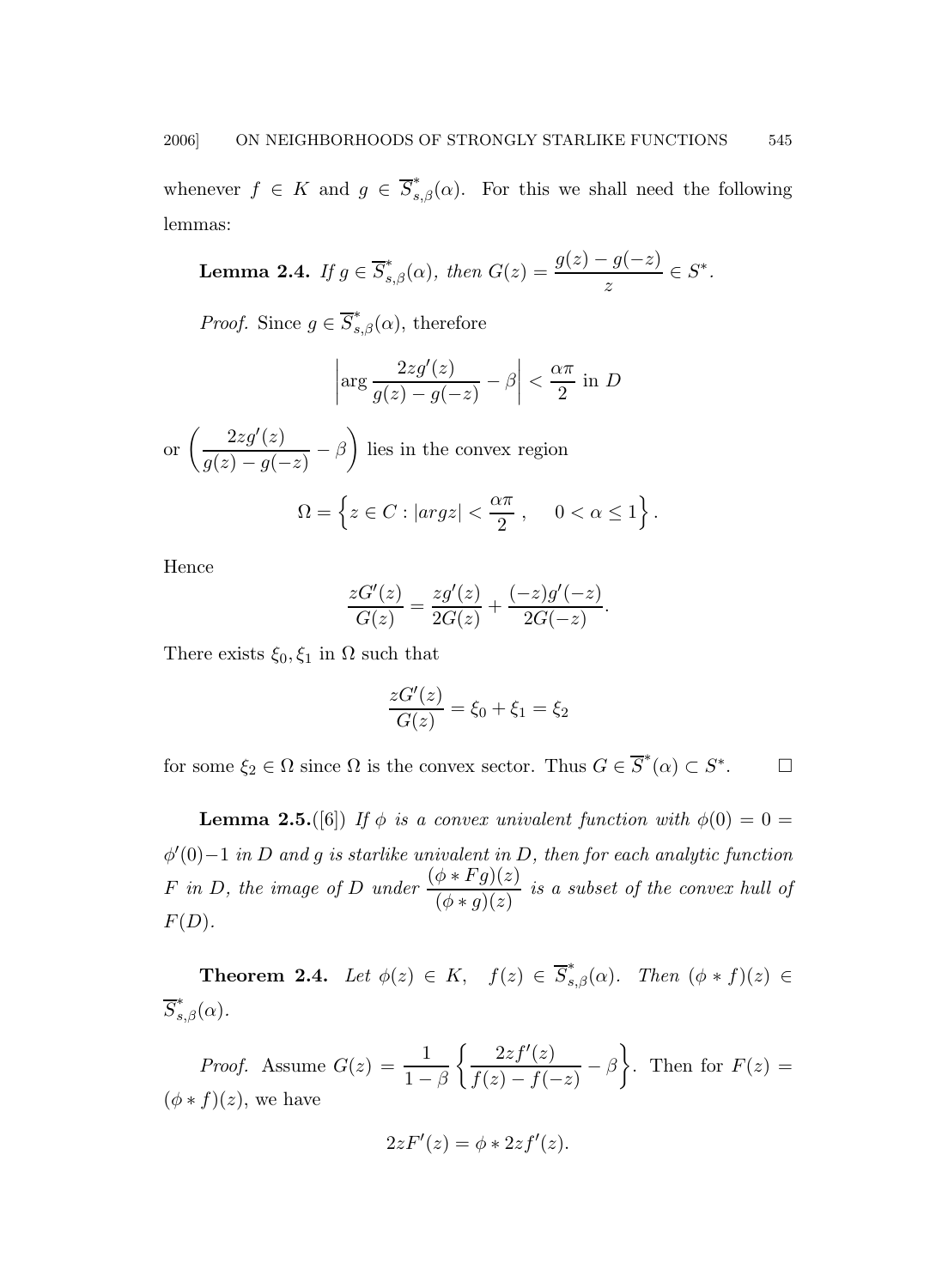whenever $f \in K$ and $g \in \overline{S}^*_{s,\beta}(\alpha)$. For this we shall need the following lemmas:

**Lemma 2.4.** *If $g \in \overline{S}^*_{s,\beta}(\alpha)$, then $G(z) = \dfrac{g(z) - g(-z)}{z} \in S^*$.*

*Proof.* Since $g \in \overline{S}^*_{s,\beta}(\alpha)$, therefore

$$\left| \arg \frac{2zg'(z)}{g(z) - g(-z)} - \beta \right| < \frac{\alpha\pi}{2} \text{ in } D$$

or $\left( \dfrac{2zg'(z)}{g(z) - g(-z)} - \beta \right)$ lies in the convex region

$$\Omega = \left\{ z \in C : |arg z| < \frac{\alpha\pi}{2}\,, \quad 0 < \alpha \leq 1 \right\}.$$

Hence

$$\frac{zG'(z)}{G(z)} = \frac{zg'(z)}{2G(z)} + \frac{(-z)g'(-z)}{2G(-z)}.$$

There exists $\xi_0, \xi_1$ in $\Omega$ such that

$$\frac{zG'(z)}{G(z)} = \xi_0 + \xi_1 = \xi_2$$

for some $\xi_2 \in \Omega$ since $\Omega$ is the convex sector. Thus $G \in \overline{S}^*(\alpha) \subset S^*$. $\square$

**Lemma 2.5.**([6]) *If $\phi$ is a convex univalent function with $\phi(0) = 0 = \phi'(0) - 1$ in $D$ and $g$ is starlike univalent in $D$, then for each analytic function $F$ in $D$, the image of $D$ under $\dfrac{(\phi * Fg)(z)}{(\phi * g)(z)}$ is a subset of the convex hull of $F(D)$.*

**Theorem 2.4.** *Let $\phi(z) \in K$, $f(z) \in \overline{S}^*_{s,\beta}(\alpha)$. Then $(\phi * f)(z) \in \overline{S}^*_{s,\beta}(\alpha)$.*

*Proof.* Assume $G(z) = \dfrac{1}{1-\beta}\left\{ \dfrac{2zf'(z)}{f(z) - f(-z)} - \beta \right\}$. Then for $F(z) = (\phi * f)(z)$, we have

$$2zF'(z) = \phi * 2zf'(z).$$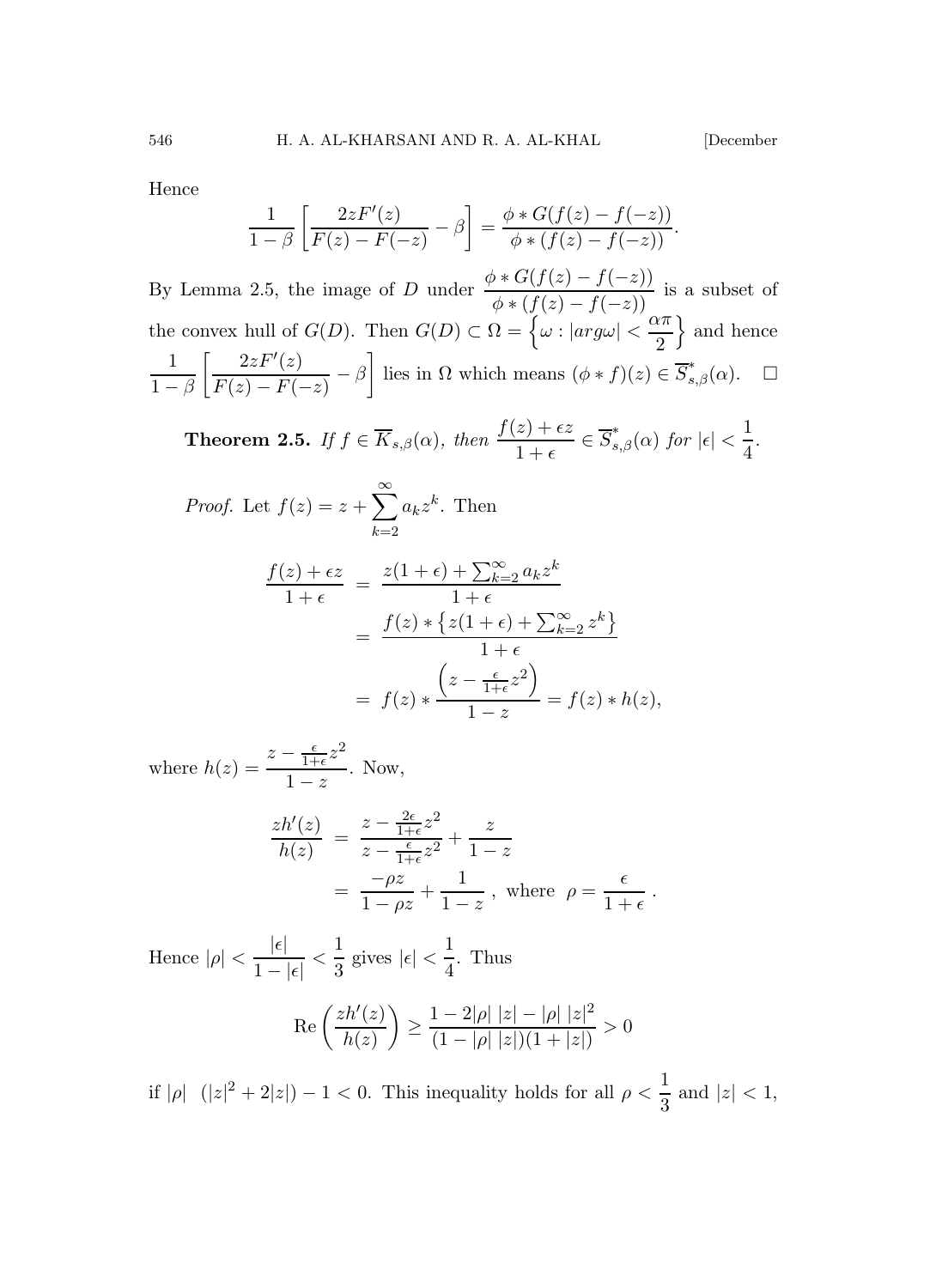Hence

$$\frac{1}{1-\beta}\left[\frac{2zF'(z)}{F(z)-F(-z)}-\beta\right]=\frac{\phi * G(f(z)-f(-z))}{\phi *(f(z)-f(-z))}.$$

By Lemma 2.5, the image of $D$ under $\dfrac{\phi * G(f(z)-f(-z))}{\phi *(f(z)-f(-z))}$ is a subset of the convex hull of $G(D)$. Then $G(D)\subset \Omega=\left\{\omega : |arg\omega| < \dfrac{\alpha\pi}{2}\right\}$ and hence $\dfrac{1}{1-\beta}\left[\dfrac{2zF'(z)}{F(z)-F(-z)}-\beta\right]$ lies in $\Omega$ which means $(\phi * f)(z)\in \overline{S}^{*}_{s,\beta}(\alpha)$. $\square$

**Theorem 2.5.** *If $f\in \overline{K}_{s,\beta}(\alpha)$, then $\dfrac{f(z)+\epsilon z}{1+\epsilon}\in \overline{S}^{*}_{s,\beta}(\alpha)$ for $|\epsilon|<\dfrac{1}{4}$.*

*Proof.* Let $f(z)=z+\displaystyle\sum_{k=2}^{\infty}a_k z^k$. Then

$$\begin{aligned}
\frac{f(z)+\epsilon z}{1+\epsilon} &= \frac{z(1+\epsilon)+\sum_{k=2}^{\infty}a_k z^k}{1+\epsilon}\\
&= \frac{f(z) * \left\{z(1+\epsilon)+\sum_{k=2}^{\infty}z^k\right\}}{1+\epsilon}\\
&= f(z) * \frac{\left(z-\frac{\epsilon}{1+\epsilon}z^2\right)}{1-z}=f(z) * h(z),
\end{aligned}$$

where $h(z)=\dfrac{z-\frac{\epsilon}{1+\epsilon}z^2}{1-z}$. Now,

$$\begin{aligned}
\frac{zh'(z)}{h(z)} &= \frac{z-\frac{2\epsilon}{1+\epsilon}z^2}{z-\frac{\epsilon}{1+\epsilon}z^2}+\frac{z}{1-z}\\
&= \frac{-\rho z}{1-\rho z}+\frac{1}{1-z}\ ,\ \text{where}\ \ \rho=\frac{\epsilon}{1+\epsilon}\ .
\end{aligned}$$

Hence $|\rho|<\dfrac{|\epsilon|}{1-|\epsilon|}<\dfrac{1}{3}$ gives $|\epsilon|<\dfrac{1}{4}$. Thus

$$\text{Re}\left(\frac{zh'(z)}{h(z)}\right)\geq \frac{1-2|\rho|\ |z|-|\rho|\ |z|^2}{(1-|\rho|\ |z|)(1+|z|)}>0$$

if $|\rho|\ \ (|z|^2+2|z|)-1<0$. This inequality holds for all $\rho<\dfrac{1}{3}$ and $|z|<1$,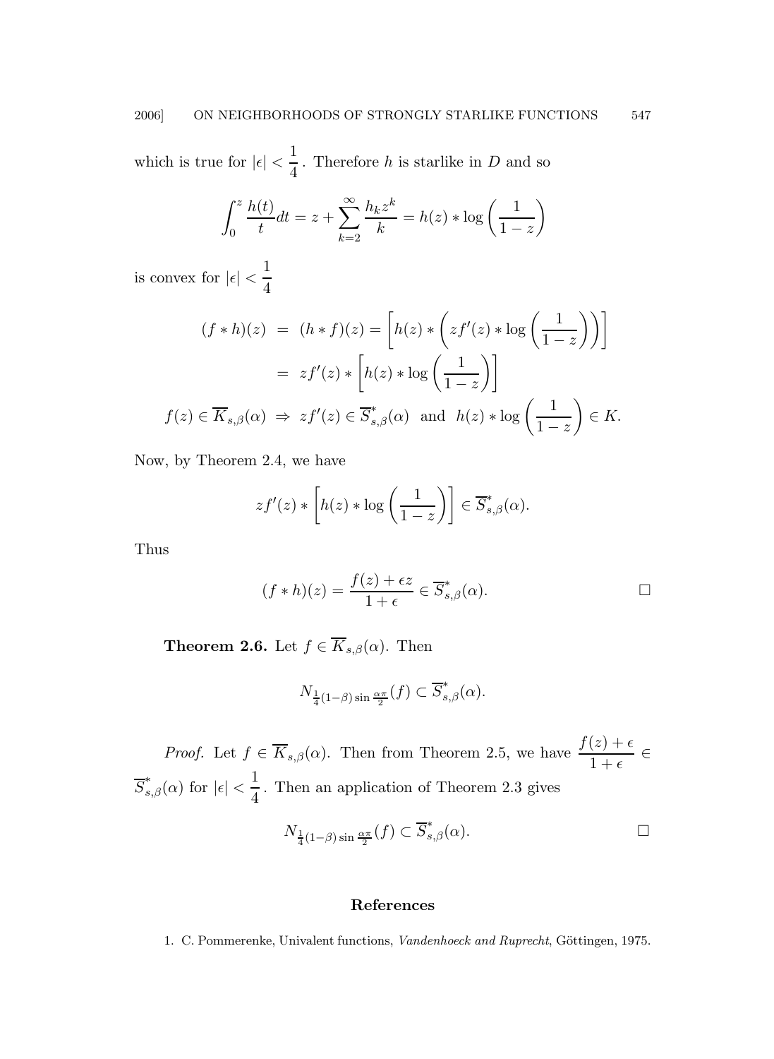which is true for $|\epsilon| < \dfrac{1}{4}$. Therefore $h$ is starlike in $D$ and so

$$\int_0^z \frac{h(t)}{t}dt = z + \sum_{k=2}^{\infty} \frac{h_k z^k}{k} = h(z) * \log\left(\frac{1}{1-z}\right)$$

is convex for $|\epsilon| < \dfrac{1}{4}$

$$\begin{aligned}
(f*h)(z) &= (h*f)(z) = \left[h(z) * \left(zf'(z) * \log\left(\frac{1}{1-z}\right)\right)\right] \\
&= zf'(z) * \left[h(z) * \log\left(\frac{1}{1-z}\right)\right] \\
f(z) \in \overline{K}_{s,\beta}(\alpha) &\Rightarrow zf'(z) \in \overline{S}^*_{s,\beta}(\alpha) \ \text{ and } \ h(z) * \log\left(\frac{1}{1-z}\right) \in K.
\end{aligned}$$

Now, by Theorem 2.4, we have

$$zf'(z) * \left[h(z) * \log\left(\frac{1}{1-z}\right)\right] \in \overline{S}^*_{s,\beta}(\alpha).$$

Thus

$$(f*h)(z) = \frac{f(z) + \epsilon z}{1+\epsilon} \in \overline{S}^*_{s,\beta}(\alpha). \qquad \square$$

**Theorem 2.6.** Let $f \in \overline{K}_{s,\beta}(\alpha)$. Then

$$N_{\frac{1}{4}(1-\beta)\sin\frac{\alpha\pi}{2}}(f) \subset \overline{S}^*_{s,\beta}(\alpha).$$

*Proof.* Let $f \in \overline{K}_{s,\beta}(\alpha)$. Then from Theorem 2.5, we have $\dfrac{f(z)+\epsilon}{1+\epsilon} \in \overline{S}^*_{s,\beta}(\alpha)$ for $|\epsilon| < \dfrac{1}{4}$. Then an application of Theorem 2.3 gives

$$N_{\frac{1}{4}(1-\beta)\sin\frac{\alpha\pi}{2}}(f) \subset \overline{S}^*_{s,\beta}(\alpha). \qquad \square$$

## References

1. C. Pommerenke, Univalent functions, *Vandenhoeck and Ruprecht*, Göttingen, 1975.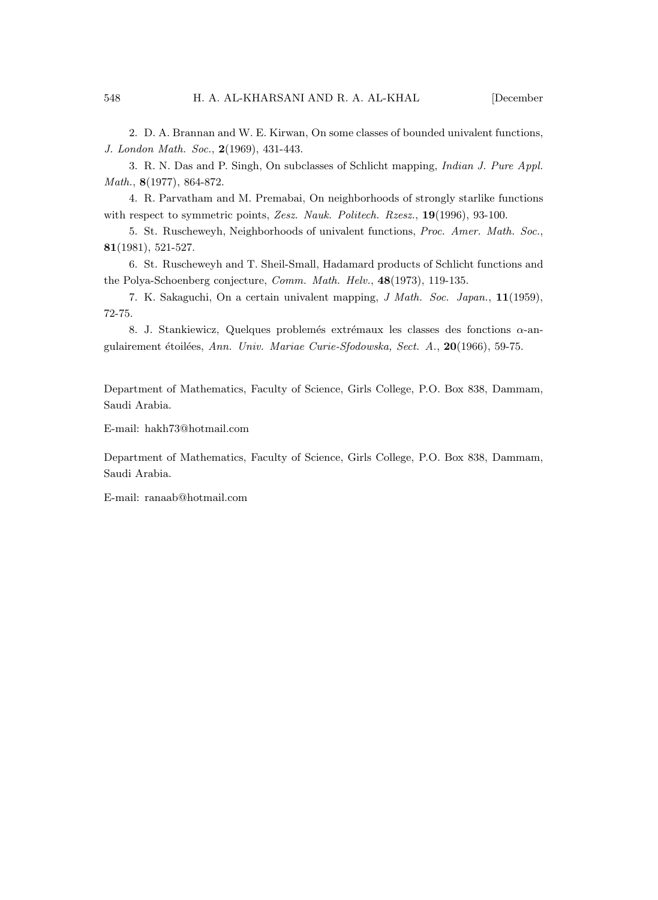2. D. A. Brannan and W. E. Kirwan, On some classes of bounded univalent functions, *J. London Math. Soc.*, **2**(1969), 431-443.

3. R. N. Das and P. Singh, On subclasses of Schlicht mapping, *Indian J. Pure Appl. Math.*, **8**(1977), 864-872.

4. R. Parvatham and M. Premabai, On neighborhoods of strongly starlike functions with respect to symmetric points, *Zesz. Nauk. Politech. Rzesz.*, **19**(1996), 93-100.

5. St. Ruscheweyh, Neighborhoods of univalent functions, *Proc. Amer. Math. Soc.*, **81**(1981), 521-527.

6. St. Ruscheweyh and T. Sheil-Small, Hadamard products of Schlicht functions and the Polya-Schoenberg conjecture, *Comm. Math. Helv.*, **48**(1973), 119-135.

7. K. Sakaguchi, On a certain univalent mapping, *J Math. Soc. Japan.*, **11**(1959), 72-75.

8. J. Stankiewicz, Quelques problemés extrémaux les classes des fonctions $\alpha$-angulairement étoilées, *Ann. Univ. Mariae Curie-Sfodowska, Sect. A.*, **20**(1966), 59-75.

Department of Mathematics, Faculty of Science, Girls College, P.O. Box 838, Dammam, Saudi Arabia.

E-mail: hakh73@hotmail.com

Department of Mathematics, Faculty of Science, Girls College, P.O. Box 838, Dammam, Saudi Arabia.

E-mail: ranaab@hotmail.com